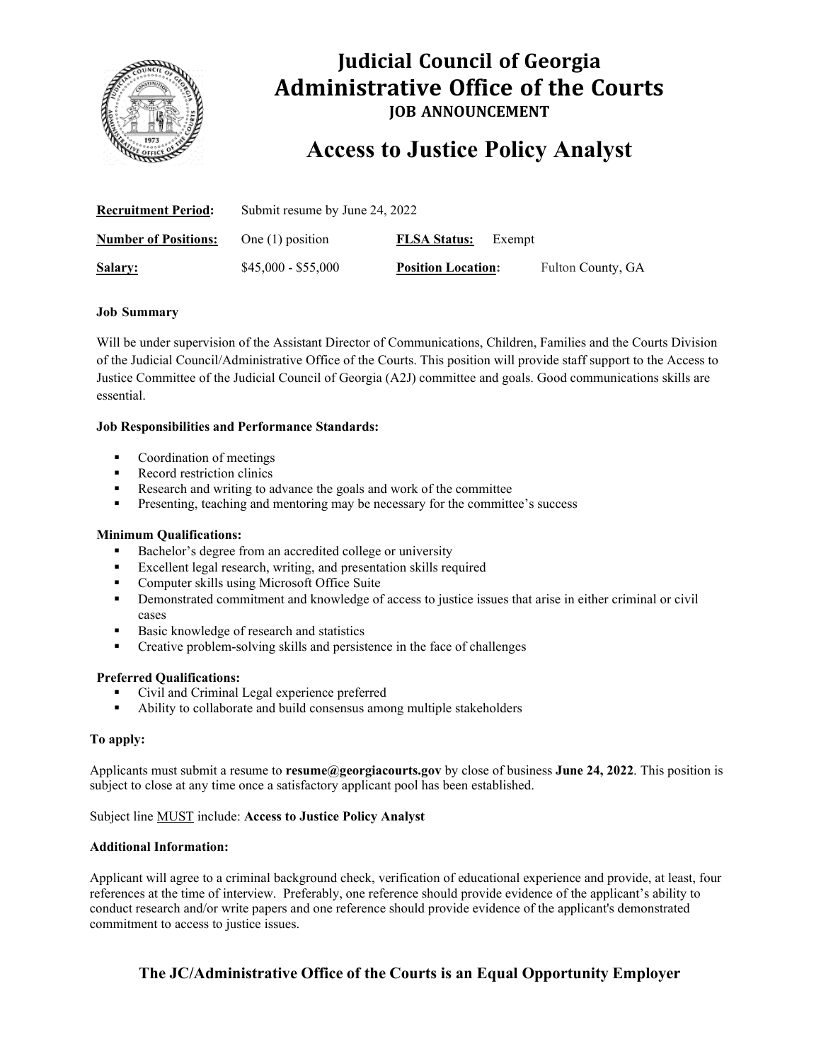# Judicial Council of Georgia
# Administrative Office of the Courts
### JOB ANNOUNCEMENT

## Access to Justice Policy Analyst

| | | | |
|---|---|---|---|
| **Recruitment Period:** | Submit resume by June 24, 2022 | | |
| **Number of Positions:** | One (1) position | **FLSA Status:** | Exempt |
| **Salary:** | $45,000 - $55,000 | **Position Location:** | Fulton County, GA |

**Job Summary**

Will be under supervision of the Assistant Director of Communications, Children, Families and the Courts Division of the Judicial Council/Administrative Office of the Courts. This position will provide staff support to the Access to Justice Committee of the Judicial Council of Georgia (A2J) committee and goals. Good communications skills are essential.

**Job Responsibilities and Performance Standards:**

- Coordination of meetings
- Record restriction clinics
- Research and writing to advance the goals and work of the committee
- Presenting, teaching and mentoring may be necessary for the committee's success

**Minimum Qualifications:**

- Bachelor's degree from an accredited college or university
- Excellent legal research, writing, and presentation skills required
- Computer skills using Microsoft Office Suite
- Demonstrated commitment and knowledge of access to justice issues that arise in either criminal or civil cases
- Basic knowledge of research and statistics
- Creative problem-solving skills and persistence in the face of challenges

**Preferred Qualifications:**

- Civil and Criminal Legal experience preferred
- Ability to collaborate and build consensus among multiple stakeholders

**To apply:**

Applicants must submit a resume to **resume@georgiacourts.gov** by close of business **June 24, 2022**. This position is subject to close at any time once a satisfactory applicant pool has been established.

Subject line MUST include: **Access to Justice Policy Analyst**

**Additional Information:**

Applicant will agree to a criminal background check, verification of educational experience and provide, at least, four references at the time of interview. Preferably, one reference should provide evidence of the applicant's ability to conduct research and/or write papers and one reference should provide evidence of the applicant's demonstrated commitment to access to justice issues.

**The JC/Administrative Office of the Courts is an Equal Opportunity Employer**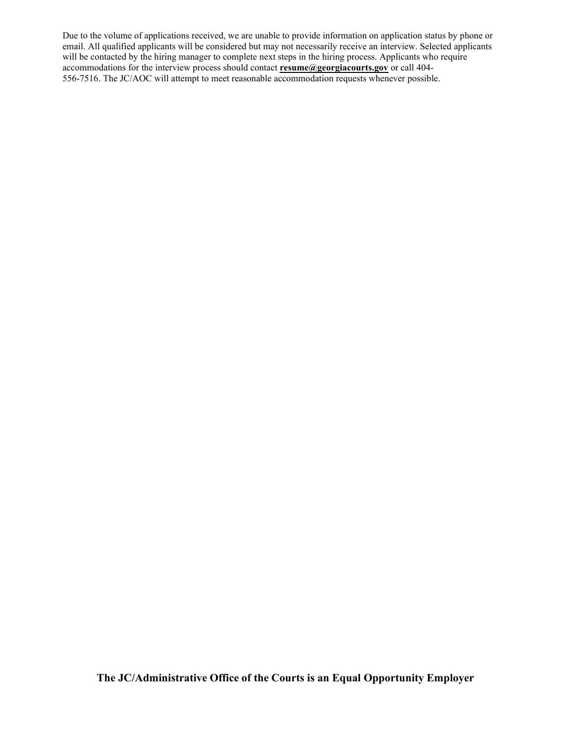Due to the volume of applications received, we are unable to provide information on application status by phone or email. All qualified applicants will be considered but may not necessarily receive an interview. Selected applicants will be contacted by the hiring manager to complete next steps in the hiring process. Applicants who require accommodations for the interview process should contact **resume@georgiacourts.gov** or call 404-556-7516. The JC/AOC will attempt to meet reasonable accommodation requests whenever possible.

**The JC/Administrative Office of the Courts is an Equal Opportunity Employer**